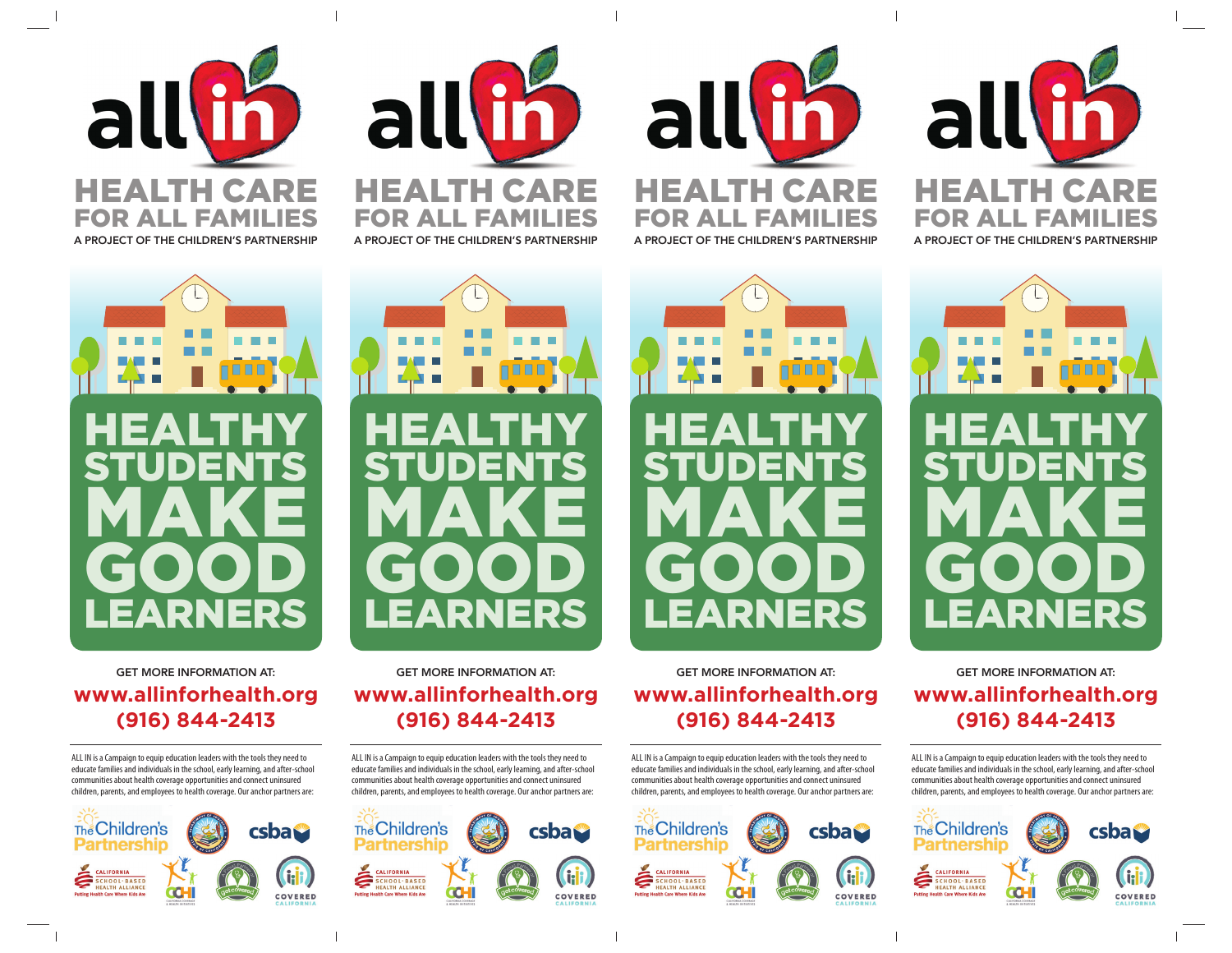# all in

## HEALTH CARE FOR ALL FAMILIES

A PROJECT OF THE CHILDREN'S PARTNERSHIP

# HEALTHY STUDENTS MAKE GOOD LEARNERS

GET MORE INFORMATION AT:

**www.allinforhealth.org**

**(916) 844-2413**

ALL IN is a Campaign to equip education leaders with the tools they need to educate families and individuals in the school, early learning, and after-school communities about health coverage opportunities and connect uninsured children, parents, and employees to health coverage. Our anchor partners are:

The Children's Partnership

csba

California School-Based Health Alliance — Putting Health Care Where Kids Are

CCHI — California Coverage & Health Initiatives

get covered

Covered California

---

# all in

## HEALTH CARE FOR ALL FAMILIES

A PROJECT OF THE CHILDREN'S PARTNERSHIP

# HEALTHY STUDENTS MAKE GOOD LEARNERS

GET MORE INFORMATION AT:

**www.allinforhealth.org**

**(916) 844-2413**

ALL IN is a Campaign to equip education leaders with the tools they need to educate families and individuals in the school, early learning, and after-school communities about health coverage opportunities and connect uninsured children, parents, and employees to health coverage. Our anchor partners are:

The Children's Partnership

csba

California School-Based Health Alliance — Putting Health Care Where Kids Are

CCHI — California Coverage & Health Initiatives

get covered

Covered California

---

# all in

## HEALTH CARE FOR ALL FAMILIES

A PROJECT OF THE CHILDREN'S PARTNERSHIP

# HEALTHY STUDENTS MAKE GOOD LEARNERS

GET MORE INFORMATION AT:

**www.allinforhealth.org**

**(916) 844-2413**

ALL IN is a Campaign to equip education leaders with the tools they need to educate families and individuals in the school, early learning, and after-school communities about health coverage opportunities and connect uninsured children, parents, and employees to health coverage. Our anchor partners are:

The Children's Partnership

csba

California School-Based Health Alliance — Putting Health Care Where Kids Are

CCHI — California Coverage & Health Initiatives

get covered

Covered California

---

# all in

## HEALTH CARE FOR ALL FAMILIES

A PROJECT OF THE CHILDREN'S PARTNERSHIP

# HEALTHY STUDENTS MAKE GOOD LEARNERS

GET MORE INFORMATION AT:

**www.allinforhealth.org**

**(916) 844-2413**

ALL IN is a Campaign to equip education leaders with the tools they need to educate families and individuals in the school, early learning, and after-school communities about health coverage opportunities and connect uninsured children, parents, and employees to health coverage. Our anchor partners are:

The Children's Partnership

csba

California School-Based Health Alliance — Putting Health Care Where Kids Are

CCHI — California Coverage & Health Initiatives

get covered

Covered California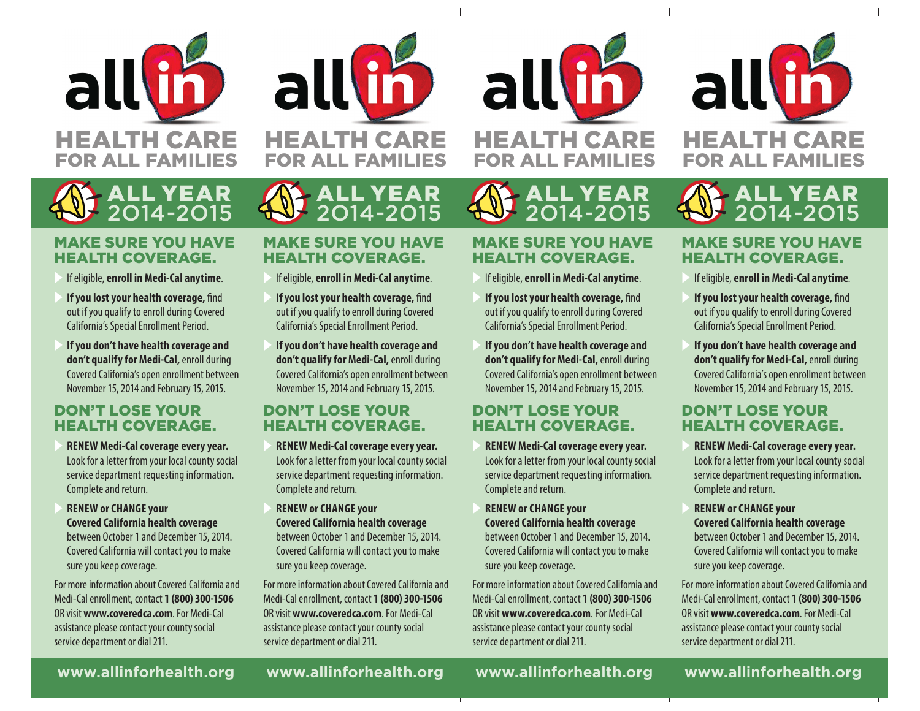# all in

## HEALTH CARE FOR ALL FAMILIES

## ALL YEAR 2014-2015

### MAKE SURE YOU HAVE HEALTH COVERAGE.

- If eligible, **enroll in Medi-Cal anytime**.
- **If you lost your health coverage,** find out if you qualify to enroll during Covered California's Special Enrollment Period.
- **If you don't have health coverage and don't qualify for Medi-Cal,** enroll during Covered California's open enrollment between November 15, 2014 and February 15, 2015.

### DON'T LOSE YOUR HEALTH COVERAGE.

- **RENEW Medi-Cal coverage every year.** Look for a letter from your local county social service department requesting information. Complete and return.
- **RENEW or CHANGE your Covered California health coverage** between October 1 and December 15, 2014. Covered California will contact you to make sure you keep coverage.

For more information about Covered California and Medi-Cal enrollment, contact **1 (800) 300-1506** OR visit **www.coveredca.com**. For Medi-Cal assistance please contact your county social service department or dial 211.

**www.allinforhealth.org**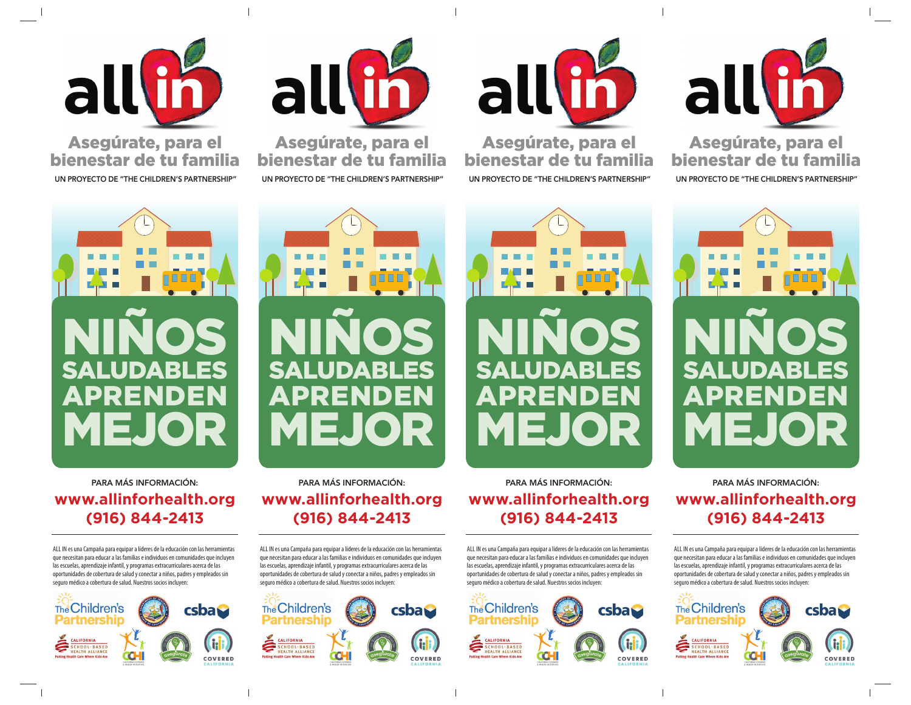# all in

## Asegúrate, para el bienestar de tu familia

UN PROYECTO DE "THE CHILDREN'S PARTNERSHIP"

# NIÑOS SALUDABLES APRENDEN MEJOR

PARA MÁS INFORMACIÓN:

**www.allinforhealth.org**

**(916) 844-2413**

ALL IN es una Campaña para equipar a líderes de la educación con las herramientas que necesitan para educar a las familias e individuos en comunidades que incluyen las escuelas, aprendizaje infantil, y programas extracurriculares acerca de las oportunidades de cobertura de salud y conectar a niños, padres y empleados sin seguro médico a cobertura de salud. Nuestros socios incluyen:

The Children's Partnership

csba

California School-Based Health Alliance — Putting Health Care Where Kids Are

CCHI

asegúrate

Covered California

---

# all in

## Asegúrate, para el bienestar de tu familia

UN PROYECTO DE "THE CHILDREN'S PARTNERSHIP"

# NIÑOS SALUDABLES APRENDEN MEJOR

PARA MÁS INFORMACIÓN:

**www.allinforhealth.org**

**(916) 844-2413**

ALL IN es una Campaña para equipar a líderes de la educación con las herramientas que necesitan para educar a las familias e individuos en comunidades que incluyen las escuelas, aprendizaje infantil, y programas extracurriculares acerca de las oportunidades de cobertura de salud y conectar a niños, padres y empleados sin seguro médico a cobertura de salud. Nuestros socios incluyen:

The Children's Partnership

csba

California School-Based Health Alliance — Putting Health Care Where Kids Are

CCHI

asegúrate

Covered California

---

# all in

## Asegúrate, para el bienestar de tu familia

UN PROYECTO DE "THE CHILDREN'S PARTNERSHIP"

# NIÑOS SALUDABLES APRENDEN MEJOR

PARA MÁS INFORMACIÓN:

**www.allinforhealth.org**

**(916) 844-2413**

ALL IN es una Campaña para equipar a líderes de la educación con las herramientas que necesitan para educar a las familias e individuos en comunidades que incluyen las escuelas, aprendizaje infantil, y programas extracurriculares acerca de las oportunidades de cobertura de salud y conectar a niños, padres y empleados sin seguro médico a cobertura de salud. Nuestros socios incluyen:

The Children's Partnership

csba

California School-Based Health Alliance — Putting Health Care Where Kids Are

CCHI

asegúrate

Covered California

---

# all in

## Asegúrate, para el bienestar de tu familia

UN PROYECTO DE "THE CHILDREN'S PARTNERSHIP"

# NIÑOS SALUDABLES APRENDEN MEJOR

PARA MÁS INFORMACIÓN:

**www.allinforhealth.org**

**(916) 844-2413**

ALL IN es una Campaña para equipar a líderes de la educación con las herramientas que necesitan para educar a las familias e individuos en comunidades que incluyen las escuelas, aprendizaje infantil, y programas extracurriculares acerca de las oportunidades de cobertura de salud y conectar a niños, padres y empleados sin seguro médico a cobertura de salud. Nuestros socios incluyen:

The Children's Partnership

csba

California School-Based Health Alliance — Putting Health Care Where Kids Are

CCHI

asegúrate

Covered California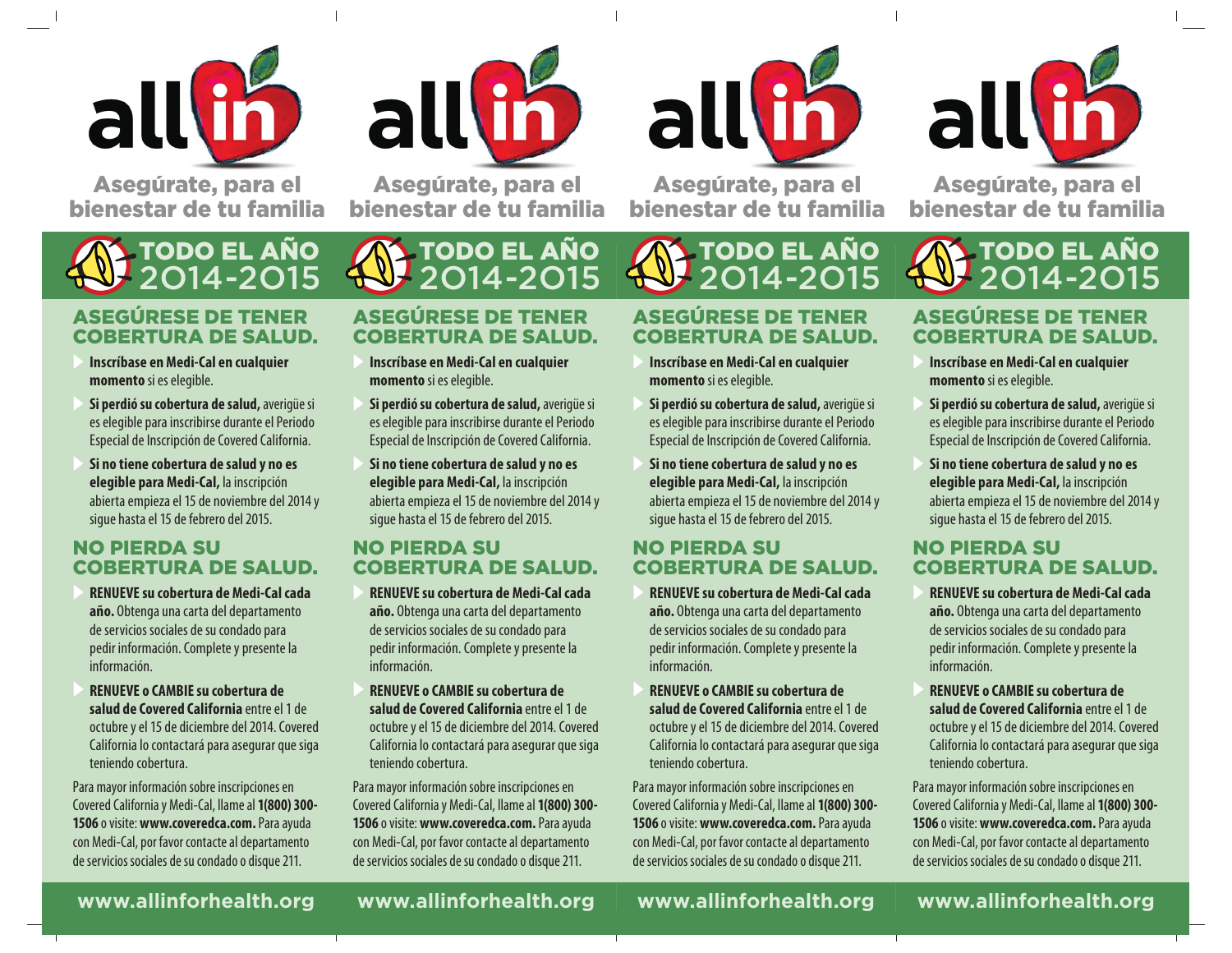all in

Asegúrate, para el bienestar de tu familia

# TODO EL AÑO 2014-2015

## ASEGÚRESE DE TENER COBERTURA DE SALUD.

- **Inscríbase en Medi-Cal en cualquier momento** si es elegible.
- **Si perdió su cobertura de salud,** averigüe si es elegible para inscribirse durante el Periodo Especial de Inscripción de Covered California.
- **Si no tiene cobertura de salud y no es elegible para Medi-Cal,** la inscripción abierta empieza el 15 de noviembre del 2014 y sigue hasta el 15 de febrero del 2015.

## NO PIERDA SU COBERTURA DE SALUD.

- **RENUEVE su cobertura de Medi-Cal cada año.** Obtenga una carta del departamento de servicios sociales de su condado para pedir información. Complete y presente la información.
- **RENUEVE o CAMBIE su cobertura de salud de Covered California** entre el 1 de octubre y el 15 de diciembre del 2014. Covered California lo contactará para asegurar que siga teniendo cobertura.

Para mayor información sobre inscripciones en Covered California y Medi-Cal, llame al **1(800) 300-1506** o visite: **www.coveredca.com.** Para ayuda con Medi-Cal, por favor contacte al departamento de servicios sociales de su condado o disque 211.

**www.allinforhealth.org**

---

all in

Asegúrate, para el bienestar de tu familia

# TODO EL AÑO 2014-2015

## ASEGÚRESE DE TENER COBERTURA DE SALUD.

- **Inscríbase en Medi-Cal en cualquier momento** si es elegible.
- **Si perdió su cobertura de salud,** averigüe si es elegible para inscribirse durante el Periodo Especial de Inscripción de Covered California.
- **Si no tiene cobertura de salud y no es elegible para Medi-Cal,** la inscripción abierta empieza el 15 de noviembre del 2014 y sigue hasta el 15 de febrero del 2015.

## NO PIERDA SU COBERTURA DE SALUD.

- **RENUEVE su cobertura de Medi-Cal cada año.** Obtenga una carta del departamento de servicios sociales de su condado para pedir información. Complete y presente la información.
- **RENUEVE o CAMBIE su cobertura de salud de Covered California** entre el 1 de octubre y el 15 de diciembre del 2014. Covered California lo contactará para asegurar que siga teniendo cobertura.

Para mayor información sobre inscripciones en Covered California y Medi-Cal, llame al **1(800) 300-1506** o visite: **www.coveredca.com.** Para ayuda con Medi-Cal, por favor contacte al departamento de servicios sociales de su condado o disque 211.

**www.allinforhealth.org**

---

all in

Asegúrate, para el bienestar de tu familia

# TODO EL AÑO 2014-2015

## ASEGÚRESE DE TENER COBERTURA DE SALUD.

- **Inscríbase en Medi-Cal en cualquier momento** si es elegible.
- **Si perdió su cobertura de salud,** averigüe si es elegible para inscribirse durante el Periodo Especial de Inscripción de Covered California.
- **Si no tiene cobertura de salud y no es elegible para Medi-Cal,** la inscripción abierta empieza el 15 de noviembre del 2014 y sigue hasta el 15 de febrero del 2015.

## NO PIERDA SU COBERTURA DE SALUD.

- **RENUEVE su cobertura de Medi-Cal cada año.** Obtenga una carta del departamento de servicios sociales de su condado para pedir información. Complete y presente la información.
- **RENUEVE o CAMBIE su cobertura de salud de Covered California** entre el 1 de octubre y el 15 de diciembre del 2014. Covered California lo contactará para asegurar que siga teniendo cobertura.

Para mayor información sobre inscripciones en Covered California y Medi-Cal, llame al **1(800) 300-1506** o visite: **www.coveredca.com.** Para ayuda con Medi-Cal, por favor contacte al departamento de servicios sociales de su condado o disque 211.

**www.allinforhealth.org**

---

all in

Asegúrate, para el bienestar de tu familia

# TODO EL AÑO 2014-2015

## ASEGÚRESE DE TENER COBERTURA DE SALUD.

- **Inscríbase en Medi-Cal en cualquier momento** si es elegible.
- **Si perdió su cobertura de salud,** averigüe si es elegible para inscribirse durante el Periodo Especial de Inscripción de Covered California.
- **Si no tiene cobertura de salud y no es elegible para Medi-Cal,** la inscripción abierta empieza el 15 de noviembre del 2014 y sigue hasta el 15 de febrero del 2015.

## NO PIERDA SU COBERTURA DE SALUD.

- **RENUEVE su cobertura de Medi-Cal cada año.** Obtenga una carta del departamento de servicios sociales de su condado para pedir información. Complete y presente la información.
- **RENUEVE o CAMBIE su cobertura de salud de Covered California** entre el 1 de octubre y el 15 de diciembre del 2014. Covered California lo contactará para asegurar que siga teniendo cobertura.

Para mayor información sobre inscripciones en Covered California y Medi-Cal, llame al **1(800) 300-1506** o visite: **www.coveredca.com.** Para ayuda con Medi-Cal, por favor contacte al departamento de servicios sociales de su condado o disque 211.

**www.allinforhealth.org**